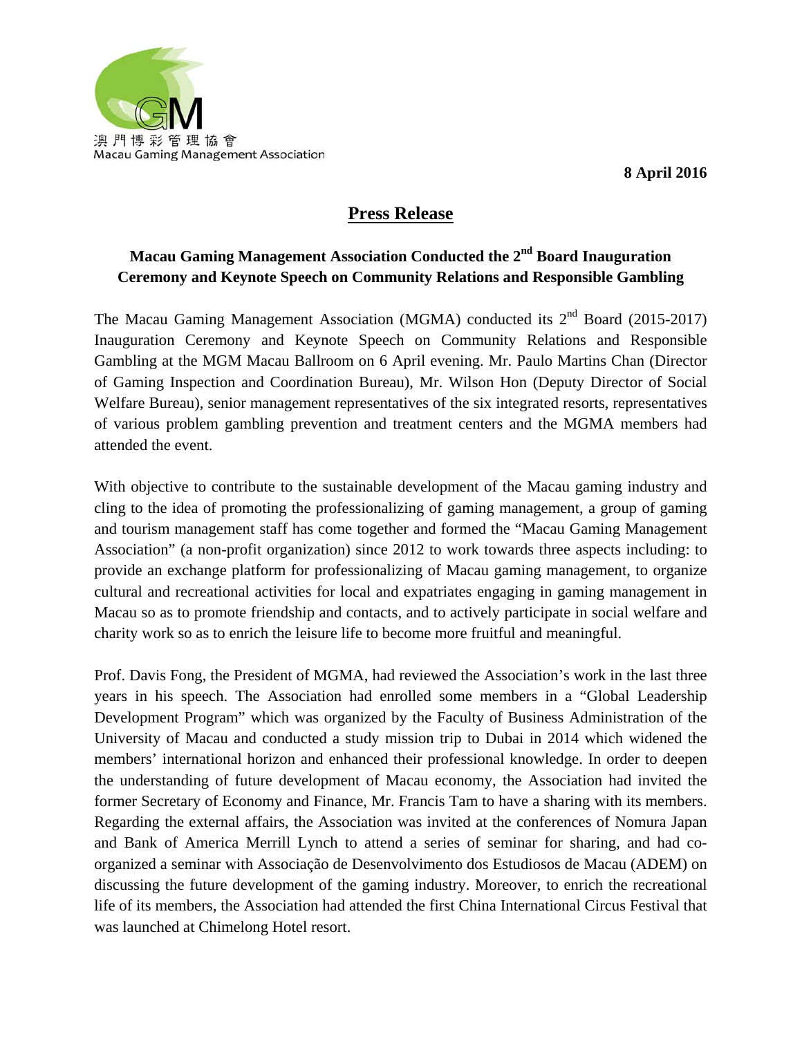澳門博彩管理協會
Macau Gaming Management Association

**8 April 2016**

# Press Release

## Macau Gaming Management Association Conducted the 2nd Board Inauguration Ceremony and Keynote Speech on Community Relations and Responsible Gambling

The Macau Gaming Management Association (MGMA) conducted its 2nd Board (2015-2017) Inauguration Ceremony and Keynote Speech on Community Relations and Responsible Gambling at the MGM Macau Ballroom on 6 April evening. Mr. Paulo Martins Chan (Director of Gaming Inspection and Coordination Bureau), Mr. Wilson Hon (Deputy Director of Social Welfare Bureau), senior management representatives of the six integrated resorts, representatives of various problem gambling prevention and treatment centers and the MGMA members had attended the event.

With objective to contribute to the sustainable development of the Macau gaming industry and cling to the idea of promoting the professionalizing of gaming management, a group of gaming and tourism management staff has come together and formed the "Macau Gaming Management Association" (a non-profit organization) since 2012 to work towards three aspects including: to provide an exchange platform for professionalizing of Macau gaming management, to organize cultural and recreational activities for local and expatriates engaging in gaming management in Macau so as to promote friendship and contacts, and to actively participate in social welfare and charity work so as to enrich the leisure life to become more fruitful and meaningful.

Prof. Davis Fong, the President of MGMA, had reviewed the Association's work in the last three years in his speech. The Association had enrolled some members in a "Global Leadership Development Program" which was organized by the Faculty of Business Administration of the University of Macau and conducted a study mission trip to Dubai in 2014 which widened the members' international horizon and enhanced their professional knowledge. In order to deepen the understanding of future development of Macau economy, the Association had invited the former Secretary of Economy and Finance, Mr. Francis Tam to have a sharing with its members. Regarding the external affairs, the Association was invited at the conferences of Nomura Japan and Bank of America Merrill Lynch to attend a series of seminar for sharing, and had co-organized a seminar with Associação de Desenvolvimento dos Estudiosos de Macau (ADEM) on discussing the future development of the gaming industry. Moreover, to enrich the recreational life of its members, the Association had attended the first China International Circus Festival that was launched at Chimelong Hotel resort.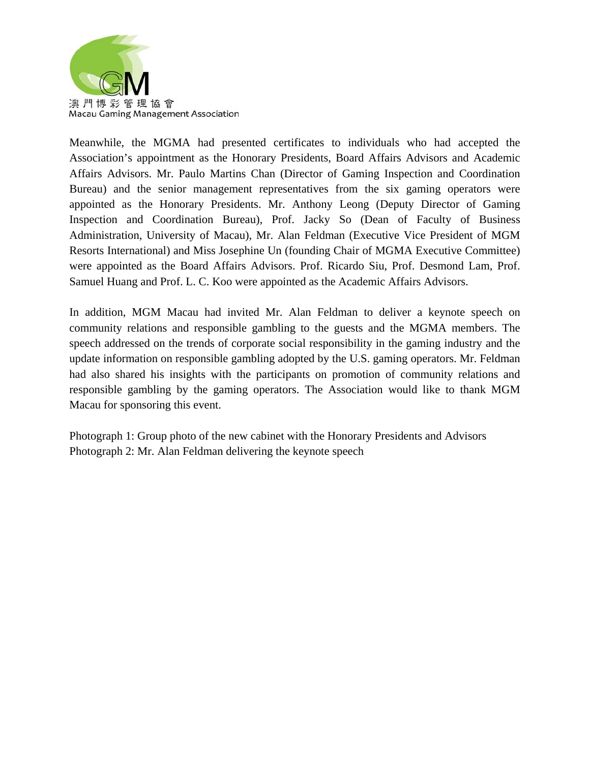Meanwhile, the MGMA had presented certificates to individuals who had accepted the Association's appointment as the Honorary Presidents, Board Affairs Advisors and Academic Affairs Advisors. Mr. Paulo Martins Chan (Director of Gaming Inspection and Coordination Bureau) and the senior management representatives from the six gaming operators were appointed as the Honorary Presidents. Mr. Anthony Leong (Deputy Director of Gaming Inspection and Coordination Bureau), Prof. Jacky So (Dean of Faculty of Business Administration, University of Macau), Mr. Alan Feldman (Executive Vice President of MGM Resorts International) and Miss Josephine Un (founding Chair of MGMA Executive Committee) were appointed as the Board Affairs Advisors. Prof. Ricardo Siu, Prof. Desmond Lam, Prof. Samuel Huang and Prof. L. C. Koo were appointed as the Academic Affairs Advisors.

In addition, MGM Macau had invited Mr. Alan Feldman to deliver a keynote speech on community relations and responsible gambling to the guests and the MGMA members. The speech addressed on the trends of corporate social responsibility in the gaming industry and the update information on responsible gambling adopted by the U.S. gaming operators. Mr. Feldman had also shared his insights with the participants on promotion of community relations and responsible gambling by the gaming operators. The Association would like to thank MGM Macau for sponsoring this event.

Photograph 1: Group photo of the new cabinet with the Honorary Presidents and Advisors
Photograph 2: Mr. Alan Feldman delivering the keynote speech